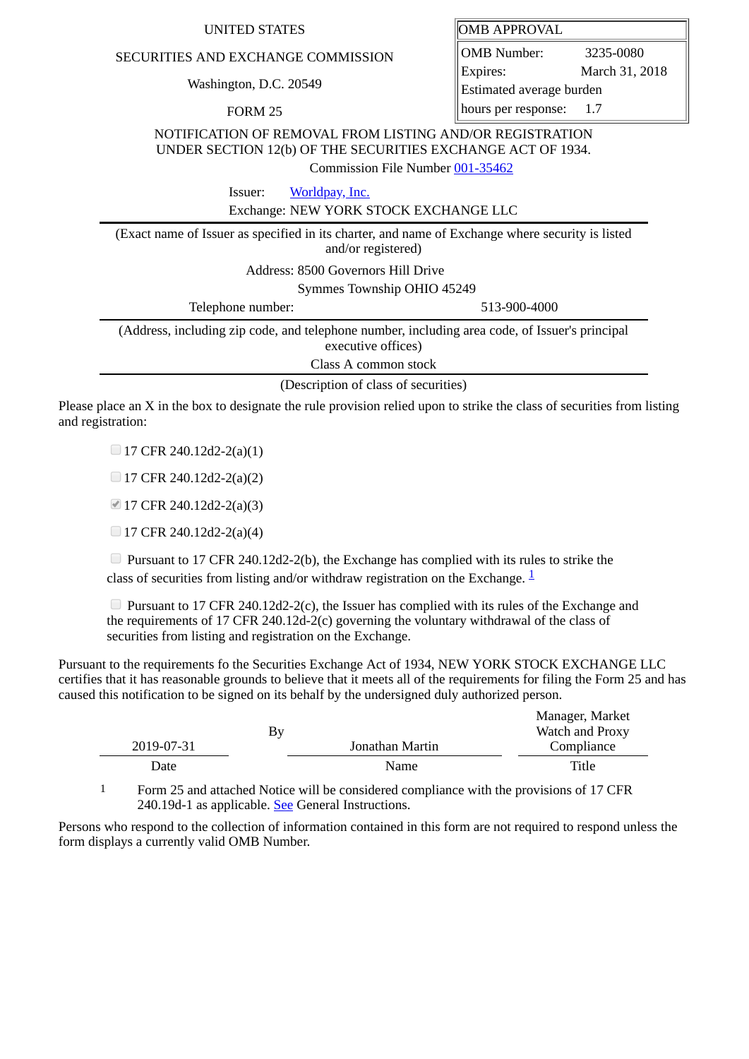UNITED STATES

SECURITIES AND EXCHANGE COMMISSION

Washington, D.C. 20549

FORM 25

| OMB APPROVAL | |
|---|---|
| OMB Number: | 3235-0080 |
| Expires: | March 31, 2018 |
| Estimated average burden hours per response: | 1.7 |

NOTIFICATION OF REMOVAL FROM LISTING AND/OR REGISTRATION UNDER SECTION 12(b) OF THE SECURITIES EXCHANGE ACT OF 1934.

Commission File Number 001-35462

Issuer: Worldpay, Inc.

Exchange: NEW YORK STOCK EXCHANGE LLC

(Exact name of Issuer as specified in its charter, and name of Exchange where security is listed and/or registered)

Address: 8500 Governors Hill Drive

Symmes Township OHIO 45249

Telephone number: 513-900-4000

(Address, including zip code, and telephone number, including area code, of Issuer's principal executive offices)

Class A common stock

(Description of class of securities)

Please place an X in the box to designate the rule provision relied upon to strike the class of securities from listing and registration:

- [ ] 17 CFR 240.12d2-2(a)(1)
- [ ] 17 CFR 240.12d2-2(a)(2)
- [x] 17 CFR 240.12d2-2(a)(3)
- [ ] 17 CFR 240.12d2-2(a)(4)
- [ ] Pursuant to 17 CFR 240.12d2-2(b), the Exchange has complied with its rules to strike the class of securities from listing and/or withdraw registration on the Exchange. [1]
- [ ] Pursuant to 17 CFR 240.12d2-2(c), the Issuer has complied with its rules of the Exchange and the requirements of 17 CFR 240.12d-2(c) governing the voluntary withdrawal of the class of securities from listing and registration on the Exchange.

Pursuant to the requirements fo the Securities Exchange Act of 1934, NEW YORK STOCK EXCHANGE LLC certifies that it has reasonable grounds to believe that it meets all of the requirements for filing the Form 25 and has caused this notification to be signed on its behalf by the undersigned duly authorized person.

| 2019-07-31 | By | Jonathan Martin | Manager, Market Watch and Proxy Compliance |
|---|---|---|---|
| Date | | Name | Title |

1 Form 25 and attached Notice will be considered compliance with the provisions of 17 CFR 240.19d-1 as applicable. See General Instructions.

Persons who respond to the collection of information contained in this form are not required to respond unless the form displays a currently valid OMB Number.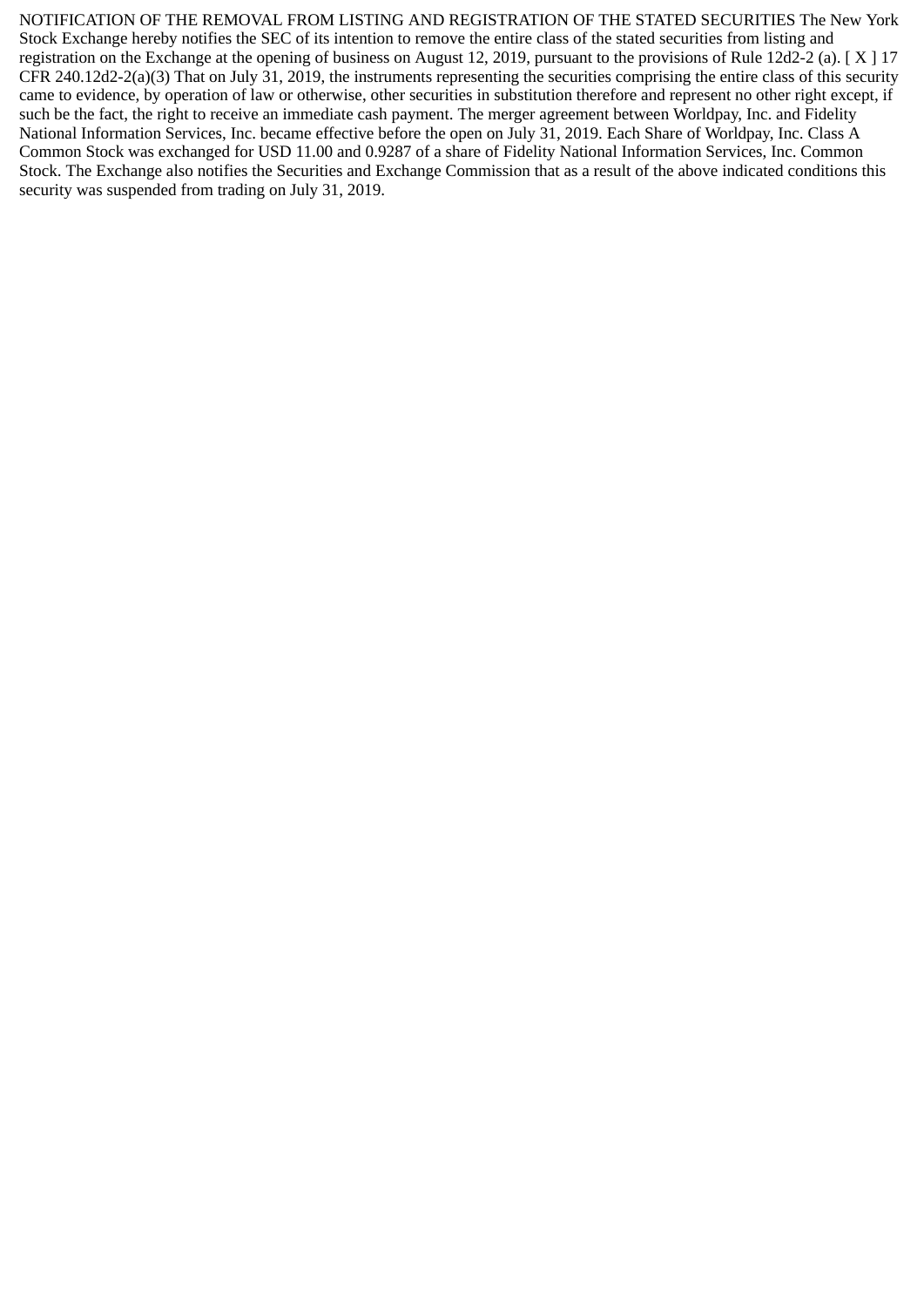NOTIFICATION OF THE REMOVAL FROM LISTING AND REGISTRATION OF THE STATED SECURITIES The New York Stock Exchange hereby notifies the SEC of its intention to remove the entire class of the stated securities from listing and registration on the Exchange at the opening of business on August 12, 2019, pursuant to the provisions of Rule 12d2-2 (a). [ X ] 17 CFR 240.12d2-2(a)(3) That on July 31, 2019, the instruments representing the securities comprising the entire class of this security came to evidence, by operation of law or otherwise, other securities in substitution therefore and represent no other right except, if such be the fact, the right to receive an immediate cash payment. The merger agreement between Worldpay, Inc. and Fidelity National Information Services, Inc. became effective before the open on July 31, 2019. Each Share of Worldpay, Inc. Class A Common Stock was exchanged for USD 11.00 and 0.9287 of a share of Fidelity National Information Services, Inc. Common Stock. The Exchange also notifies the Securities and Exchange Commission that as a result of the above indicated conditions this security was suspended from trading on July 31, 2019.